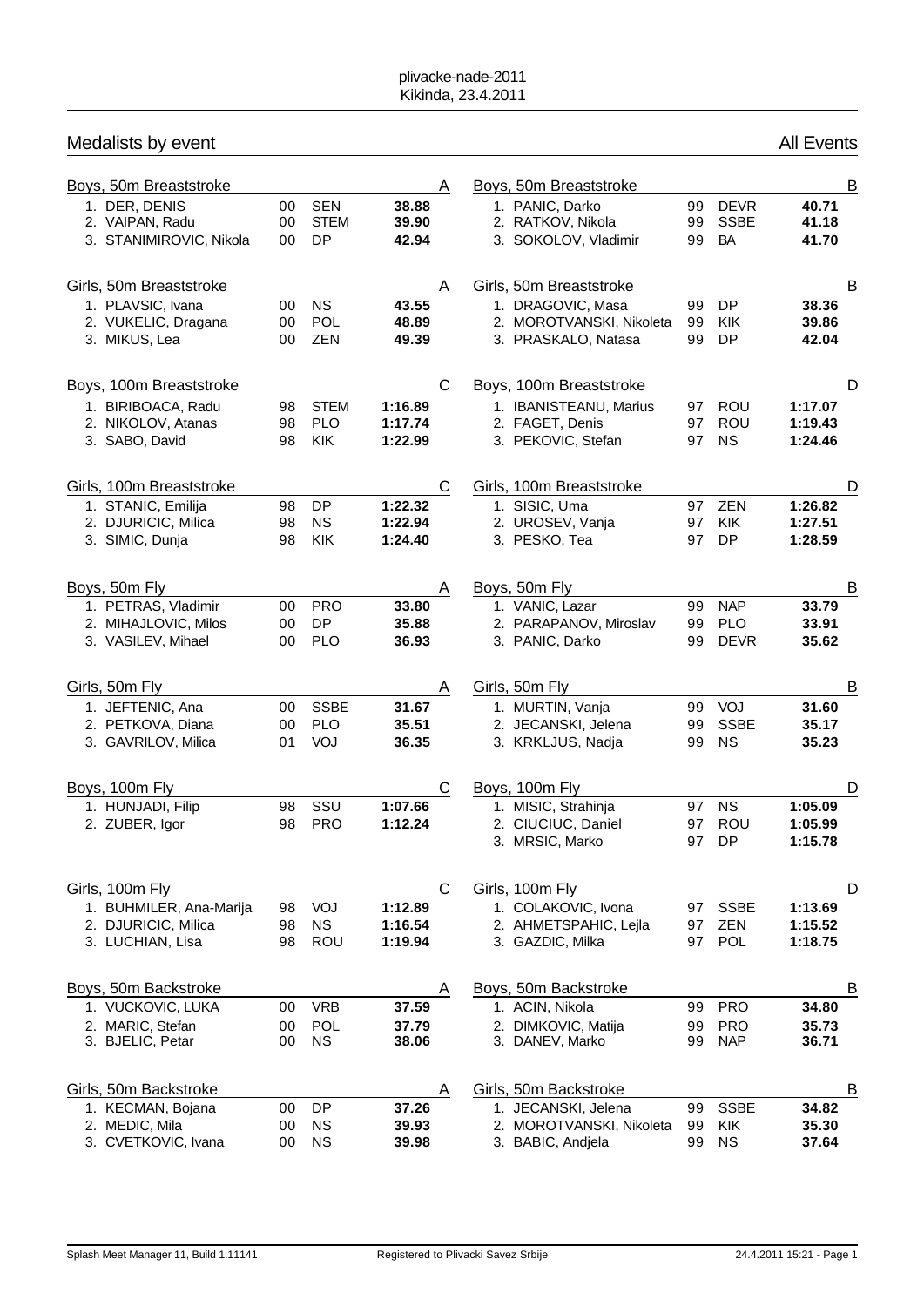plivacke-nade-2011
Kikinda, 23.4.2011

## Medalists by event

All Events

### Boys, 50m Breaststroke — A

| Place | Name | YOB | Club | Time |
|---|---|---|---|---|
| 1. | DER, DENIS | 00 | SEN | **38.88** |
| 2. | VAIPAN, Radu | 00 | STEM | **39.90** |
| 3. | STANIMIROVIC, Nikola | 00 | DP | **42.94** |

### Boys, 50m Breaststroke — B

| Place | Name | YOB | Club | Time |
|---|---|---|---|---|
| 1. | PANIC, Darko | 99 | DEVR | **40.71** |
| 2. | RATKOV, Nikola | 99 | SSBE | **41.18** |
| 3. | SOKOLOV, Vladimir | 99 | BA | **41.70** |

### Girls, 50m Breaststroke — A

| Place | Name | YOB | Club | Time |
|---|---|---|---|---|
| 1. | PLAVSIC, Ivana | 00 | NS | **43.55** |
| 2. | VUKELIC, Dragana | 00 | POL | **48.89** |
| 3. | MIKUS, Lea | 00 | ZEN | **49.39** |

### Girls, 50m Breaststroke — B

| Place | Name | YOB | Club | Time |
|---|---|---|---|---|
| 1. | DRAGOVIC, Masa | 99 | DP | **38.36** |
| 2. | MOROTVANSKI, Nikoleta | 99 | KIK | **39.86** |
| 3. | PRASKALO, Natasa | 99 | DP | **42.04** |

### Boys, 100m Breaststroke — C

| Place | Name | YOB | Club | Time |
|---|---|---|---|---|
| 1. | BIRIBOACA, Radu | 98 | STEM | **1:16.89** |
| 2. | NIKOLOV, Atanas | 98 | PLO | **1:17.74** |
| 3. | SABO, David | 98 | KIK | **1:22.99** |

### Boys, 100m Breaststroke — D

| Place | Name | YOB | Club | Time |
|---|---|---|---|---|
| 1. | IBANISTEANU, Marius | 97 | ROU | **1:17.07** |
| 2. | FAGET, Denis | 97 | ROU | **1:19.43** |
| 3. | PEKOVIC, Stefan | 97 | NS | **1:24.46** |

### Girls, 100m Breaststroke — C

| Place | Name | YOB | Club | Time |
|---|---|---|---|---|
| 1. | STANIC, Emilija | 98 | DP | **1:22.32** |
| 2. | DJURICIC, Milica | 98 | NS | **1:22.94** |
| 3. | SIMIC, Dunja | 98 | KIK | **1:24.40** |

### Girls, 100m Breaststroke — D

| Place | Name | YOB | Club | Time |
|---|---|---|---|---|
| 1. | SISIC, Uma | 97 | ZEN | **1:26.82** |
| 2. | UROSEV, Vanja | 97 | KIK | **1:27.51** |
| 3. | PESKO, Tea | 97 | DP | **1:28.59** |

### Boys, 50m Fly — A

| Place | Name | YOB | Club | Time |
|---|---|---|---|---|
| 1. | PETRAS, Vladimir | 00 | PRO | **33.80** |
| 2. | MIHAJLOVIC, Milos | 00 | DP | **35.88** |
| 3. | VASILEV, Mihael | 00 | PLO | **36.93** |

### Boys, 50m Fly — B

| Place | Name | YOB | Club | Time |
|---|---|---|---|---|
| 1. | VANIC, Lazar | 99 | NAP | **33.79** |
| 2. | PARAPANOV, Miroslav | 99 | PLO | **33.91** |
| 3. | PANIC, Darko | 99 | DEVR | **35.62** |

### Girls, 50m Fly — A

| Place | Name | YOB | Club | Time |
|---|---|---|---|---|
| 1. | JEFTENIC, Ana | 00 | SSBE | **31.67** |
| 2. | PETKOVA, Diana | 00 | PLO | **35.51** |
| 3. | GAVRILOV, Milica | 01 | VOJ | **36.35** |

### Girls, 50m Fly — B

| Place | Name | YOB | Club | Time |
|---|---|---|---|---|
| 1. | MURTIN, Vanja | 99 | VOJ | **31.60** |
| 2. | JECANSKI, Jelena | 99 | SSBE | **35.17** |
| 3. | KRKLJUS, Nadja | 99 | NS | **35.23** |

### Boys, 100m Fly — C

| Place | Name | YOB | Club | Time |
|---|---|---|---|---|
| 1. | HUNJADI, Filip | 98 | SSU | **1:07.66** |
| 2. | ZUBER, Igor | 98 | PRO | **1:12.24** |

### Boys, 100m Fly — D

| Place | Name | YOB | Club | Time |
|---|---|---|---|---|
| 1. | MISIC, Strahinja | 97 | NS | **1:05.09** |
| 2. | CIUCIUC, Daniel | 97 | ROU | **1:05.99** |
| 3. | MRSIC, Marko | 97 | DP | **1:15.78** |

### Girls, 100m Fly — C

| Place | Name | YOB | Club | Time |
|---|---|---|---|---|
| 1. | BUHMILER, Ana-Marija | 98 | VOJ | **1:12.89** |
| 2. | DJURICIC, Milica | 98 | NS | **1:16.54** |
| 3. | LUCHIAN, Lisa | 98 | ROU | **1:19.94** |

### Girls, 100m Fly — D

| Place | Name | YOB | Club | Time |
|---|---|---|---|---|
| 1. | COLAKOVIC, Ivona | 97 | SSBE | **1:13.69** |
| 2. | AHMETSPAHIC, Lejla | 97 | ZEN | **1:15.52** |
| 3. | GAZDIC, Milka | 97 | POL | **1:18.75** |

### Boys, 50m Backstroke — A

| Place | Name | YOB | Club | Time |
|---|---|---|---|---|
| 1. | VUCKOVIC, LUKA | 00 | VRB | **37.59** |
| 2. | MARIC, Stefan | 00 | POL | **37.79** |
| 3. | BJELIC, Petar | 00 | NS | **38.06** |

### Boys, 50m Backstroke — B

| Place | Name | YOB | Club | Time |
|---|---|---|---|---|
| 1. | ACIN, Nikola | 99 | PRO | **34.80** |
| 2. | DIMKOVIC, Matija | 99 | PRO | **35.73** |
| 3. | DANEV, Marko | 99 | NAP | **36.71** |

### Girls, 50m Backstroke — A

| Place | Name | YOB | Club | Time |
|---|---|---|---|---|
| 1. | KECMAN, Bojana | 00 | DP | **37.26** |
| 2. | MEDIC, Mila | 00 | NS | **39.93** |
| 3. | CVETKOVIC, Ivana | 00 | NS | **39.98** |

### Girls, 50m Backstroke — B

| Place | Name | YOB | Club | Time |
|---|---|---|---|---|
| 1. | JECANSKI, Jelena | 99 | SSBE | **34.82** |
| 2. | MOROTVANSKI, Nikoleta | 99 | KIK | **35.30** |
| 3. | BABIC, Andjela | 99 | NS | **37.64** |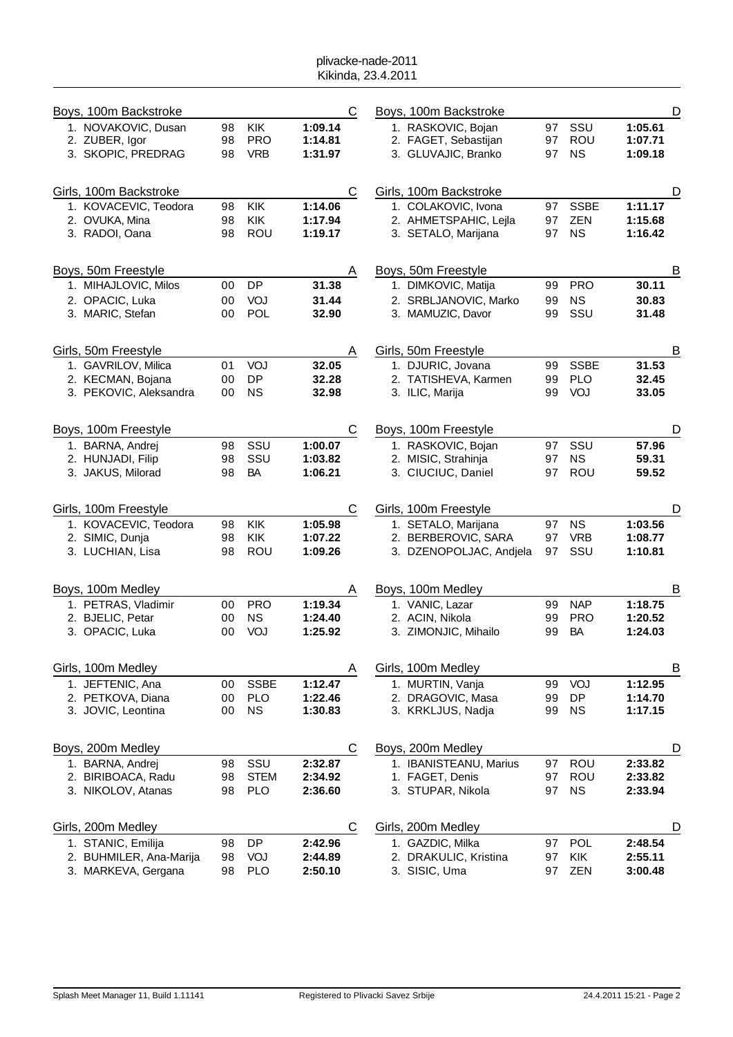plivacke-nade-2011
Kikinda, 23.4.2011

### Boys, 100m Backstroke — C

| | | | | |
|---|---|---|---|---|
| 1. | NOVAKOVIC, Dusan | 98 | KIK | **1:09.14** |
| 2. | ZUBER, Igor | 98 | PRO | **1:14.81** |
| 3. | SKOPIC, PREDRAG | 98 | VRB | **1:31.97** |

### Boys, 100m Backstroke — D

| | | | | |
|---|---|---|---|---|
| 1. | RASKOVIC, Bojan | 97 | SSU | **1:05.61** |
| 2. | FAGET, Sebastijan | 97 | ROU | **1:07.71** |
| 3. | GLUVAJIC, Branko | 97 | NS | **1:09.18** |

### Girls, 100m Backstroke — C

| | | | | |
|---|---|---|---|---|
| 1. | KOVACEVIC, Teodora | 98 | KIK | **1:14.06** |
| 2. | OVUKA, Mina | 98 | KIK | **1:17.94** |
| 3. | RADOI, Oana | 98 | ROU | **1:19.17** |

### Girls, 100m Backstroke — D

| | | | | |
|---|---|---|---|---|
| 1. | COLAKOVIC, Ivona | 97 | SSBE | **1:11.17** |
| 2. | AHMETSPAHIC, Lejla | 97 | ZEN | **1:15.68** |
| 3. | SETALO, Marijana | 97 | NS | **1:16.42** |

### Boys, 50m Freestyle — A

| | | | | |
|---|---|---|---|---|
| 1. | MIHAJLOVIC, Milos | 00 | DP | **31.38** |
| 2. | OPACIC, Luka | 00 | VOJ | **31.44** |
| 3. | MARIC, Stefan | 00 | POL | **32.90** |

### Boys, 50m Freestyle — B

| | | | | |
|---|---|---|---|---|
| 1. | DIMKOVIC, Matija | 99 | PRO | **30.11** |
| 2. | SRBLJANOVIC, Marko | 99 | NS | **30.83** |
| 3. | MAMUZIC, Davor | 99 | SSU | **31.48** |

### Girls, 50m Freestyle — A

| | | | | |
|---|---|---|---|---|
| 1. | GAVRILOV, Milica | 01 | VOJ | **32.05** |
| 2. | KECMAN, Bojana | 00 | DP | **32.28** |
| 3. | PEKOVIC, Aleksandra | 00 | NS | **32.98** |

### Girls, 50m Freestyle — B

| | | | | |
|---|---|---|---|---|
| 1. | DJURIC, Jovana | 99 | SSBE | **31.53** |
| 2. | TATISHEVA, Karmen | 99 | PLO | **32.45** |
| 3. | ILIC, Marija | 99 | VOJ | **33.05** |

### Boys, 100m Freestyle — C

| | | | | |
|---|---|---|---|---|
| 1. | BARNA, Andrej | 98 | SSU | **1:00.07** |
| 2. | HUNJADI, Filip | 98 | SSU | **1:03.82** |
| 3. | JAKUS, Milorad | 98 | BA | **1:06.21** |

### Boys, 100m Freestyle — D

| | | | | |
|---|---|---|---|---|
| 1. | RASKOVIC, Bojan | 97 | SSU | **57.96** |
| 2. | MISIC, Strahinja | 97 | NS | **59.31** |
| 3. | CIUCIUC, Daniel | 97 | ROU | **59.52** |

### Girls, 100m Freestyle — C

| | | | | |
|---|---|---|---|---|
| 1. | KOVACEVIC, Teodora | 98 | KIK | **1:05.98** |
| 2. | SIMIC, Dunja | 98 | KIK | **1:07.22** |
| 3. | LUCHIAN, Lisa | 98 | ROU | **1:09.26** |

### Girls, 100m Freestyle — D

| | | | | |
|---|---|---|---|---|
| 1. | SETALO, Marijana | 97 | NS | **1:03.56** |
| 2. | BERBEROVIC, SARA | 97 | VRB | **1:08.77** |
| 3. | DZENOPOLJAC, Andjela | 97 | SSU | **1:10.81** |

### Boys, 100m Medley — A

| | | | | |
|---|---|---|---|---|
| 1. | PETRAS, Vladimir | 00 | PRO | **1:19.34** |
| 2. | BJELIC, Petar | 00 | NS | **1:24.40** |
| 3. | OPACIC, Luka | 00 | VOJ | **1:25.92** |

### Boys, 100m Medley — B

| | | | | |
|---|---|---|---|---|
| 1. | VANIC, Lazar | 99 | NAP | **1:18.75** |
| 2. | ACIN, Nikola | 99 | PRO | **1:20.52** |
| 3. | ZIMONJIC, Mihailo | 99 | BA | **1:24.03** |

### Girls, 100m Medley — A

| | | | | |
|---|---|---|---|---|
| 1. | JEFTENIC, Ana | 00 | SSBE | **1:12.47** |
| 2. | PETKOVA, Diana | 00 | PLO | **1:22.46** |
| 3. | JOVIC, Leontina | 00 | NS | **1:30.83** |

### Girls, 100m Medley — B

| | | | | |
|---|---|---|---|---|
| 1. | MURTIN, Vanja | 99 | VOJ | **1:12.95** |
| 2. | DRAGOVIC, Masa | 99 | DP | **1:14.70** |
| 3. | KRKLJUS, Nadja | 99 | NS | **1:17.15** |

### Boys, 200m Medley — C

| | | | | |
|---|---|---|---|---|
| 1. | BARNA, Andrej | 98 | SSU | **2:32.87** |
| 2. | BIRIBOACA, Radu | 98 | STEM | **2:34.92** |
| 3. | NIKOLOV, Atanas | 98 | PLO | **2:36.60** |

### Boys, 200m Medley — D

| | | | | |
|---|---|---|---|---|
| 1. | IBANISTEANU, Marius | 97 | ROU | **2:33.82** |
| 1. | FAGET, Denis | 97 | ROU | **2:33.82** |
| 3. | STUPAR, Nikola | 97 | NS | **2:33.94** |

### Girls, 200m Medley — C

| | | | | |
|---|---|---|---|---|
| 1. | STANIC, Emilija | 98 | DP | **2:42.96** |
| 2. | BUHMILER, Ana-Marija | 98 | VOJ | **2:44.89** |
| 3. | MARKEVA, Gergana | 98 | PLO | **2:50.10** |

### Girls, 200m Medley — D

| | | | | |
|---|---|---|---|---|
| 1. | GAZDIC, Milka | 97 | POL | **2:48.54** |
| 2. | DRAKULIC, Kristina | 97 | KIK | **2:55.11** |
| 3. | SISIC, Uma | 97 | ZEN | **3:00.48** |